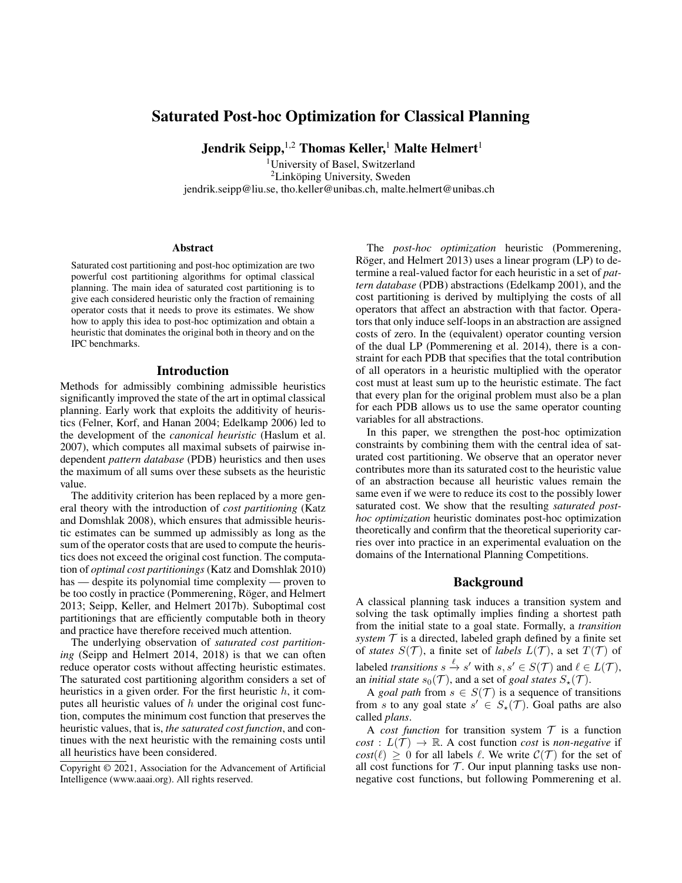# Saturated Post-hoc Optimization for Classical Planning

**Jendrik Seipp,**[1,2] **Thomas Keller,**[1] **Malte Helmert**[1]

[1]University of Basel, Switzerland
[2]Linköping University, Sweden
jendrik.seipp@liu.se, tho.keller@unibas.ch, malte.helmert@unibas.ch

## Abstract

Saturated cost partitioning and post-hoc optimization are two powerful cost partitioning algorithms for optimal classical planning. The main idea of saturated cost partitioning is to give each considered heuristic only the fraction of remaining operator costs that it needs to prove its estimates. We show how to apply this idea to post-hoc optimization and obtain a heuristic that dominates the original both in theory and on the IPC benchmarks.

## Introduction

Methods for admissibly combining admissible heuristics significantly improved the state of the art in optimal classical planning. Early work that exploits the additivity of heuristics (Felner, Korf, and Hanan 2004; Edelkamp 2006) led to the development of the *canonical heuristic* (Haslum et al. 2007), which computes all maximal subsets of pairwise independent *pattern database* (PDB) heuristics and then uses the maximum of all sums over these subsets as the heuristic value.

The additivity criterion has been replaced by a more general theory with the introduction of *cost partitioning* (Katz and Domshlak 2008), which ensures that admissible heuristic estimates can be summed up admissibly as long as the sum of the operator costs that are used to compute the heuristics does not exceed the original cost function. The computation of *optimal cost partitionings* (Katz and Domshlak 2010) has — despite its polynomial time complexity — proven to be too costly in practice (Pommerening, Röger, and Helmert 2013; Seipp, Keller, and Helmert 2017b). Suboptimal cost partitionings that are efficiently computable both in theory and practice have therefore received much attention.

The underlying observation of *saturated cost partitioning* (Seipp and Helmert 2014, 2018) is that we can often reduce operator costs without affecting heuristic estimates. The saturated cost partitioning algorithm considers a set of heuristics in a given order. For the first heuristic $h$, it computes all heuristic values of $h$ under the original cost function, computes the minimum cost function that preserves the heuristic values, that is, *the saturated cost function*, and continues with the next heuristic with the remaining costs until all heuristics have been considered.

Copyright © 2021, Association for the Advancement of Artificial Intelligence (www.aaai.org). All rights reserved.

The *post-hoc optimization* heuristic (Pommerening, Röger, and Helmert 2013) uses a linear program (LP) to determine a real-valued factor for each heuristic in a set of *pattern database* (PDB) abstractions (Edelkamp 2001), and the cost partitioning is derived by multiplying the costs of all operators that affect an abstraction with that factor. Operators that only induce self-loops in an abstraction are assigned costs of zero. In the (equivalent) operator counting version of the dual LP (Pommerening et al. 2014), there is a constraint for each PDB that specifies that the total contribution of all operators in a heuristic multiplied with the operator cost must at least sum up to the heuristic estimate. The fact that every plan for the original problem must also be a plan for each PDB allows us to use the same operator counting variables for all abstractions.

In this paper, we strengthen the post-hoc optimization constraints by combining them with the central idea of saturated cost partitioning. We observe that an operator never contributes more than its saturated cost to the heuristic value of an abstraction because all heuristic values remain the same even if we were to reduce its cost to the possibly lower saturated cost. We show that the resulting *saturated post-hoc optimization* heuristic dominates post-hoc optimization theoretically and confirm that the theoretical superiority carries over into practice in an experimental evaluation on the domains of the International Planning Competitions.

## Background

A classical planning task induces a transition system and solving the task optimally implies finding a shortest path from the initial state to a goal state. Formally, a *transition system* $\mathcal{T}$ is a directed, labeled graph defined by a finite set of *states* $S(\mathcal{T})$, a finite set of *labels* $L(\mathcal{T})$, a set $T(\mathcal{T})$ of labeled *transitions* $s \xrightarrow{\ell} s'$ with $s, s' \in S(\mathcal{T})$ and $\ell \in L(\mathcal{T})$, an *initial state* $s_0(\mathcal{T})$, and a set of *goal states* $S_\star(\mathcal{T})$.

A *goal path* from $s \in S(\mathcal{T})$ is a sequence of transitions from $s$ to any goal state $s' \in S_\star(\mathcal{T})$. Goal paths are also called *plans*.

A *cost function* for transition system $\mathcal{T}$ is a function $cost : L(\mathcal{T}) \to \mathbb{R}$. A cost function *cost* is *non-negative* if $cost(\ell) \geq 0$ for all labels $\ell$. We write $\mathcal{C}(\mathcal{T})$ for the set of all cost functions for $\mathcal{T}$. Our input planning tasks use non-negative cost functions, but following Pommerening et al.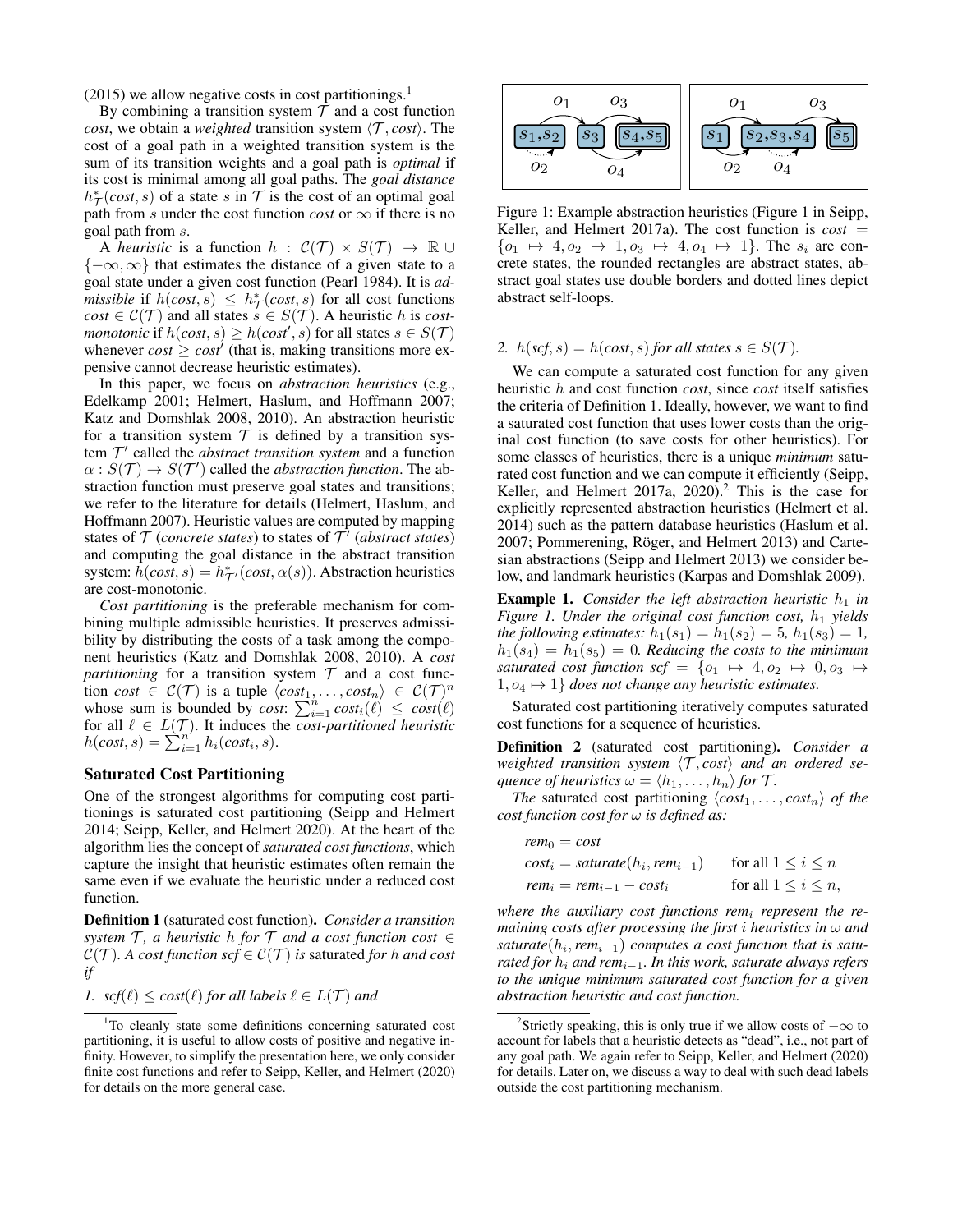(2015) we allow negative costs in cost partitionings.[1]

By combining a transition system $\mathcal{T}$ and a cost function *cost*, we obtain a *weighted* transition system $\langle \mathcal{T}, cost \rangle$. The cost of a goal path in a weighted transition system is the sum of its transition weights and a goal path is *optimal* if its cost is minimal among all goal paths. The *goal distance* $h^*_{\mathcal{T}}(cost, s)$ of a state $s$ in $\mathcal{T}$ is the cost of an optimal goal path from $s$ under the cost function *cost* or $\infty$ if there is no goal path from $s$.

A *heuristic* is a function $h : \mathcal{C}(\mathcal{T}) \times S(\mathcal{T}) \rightarrow \mathbb{R} \cup \{-\infty, \infty\}$ that estimates the distance of a given state to a goal state under a given cost function (Pearl 1984). It is *admissible* if $h(cost, s) \leq h^*_{\mathcal{T}}(cost, s)$ for all cost functions $cost \in \mathcal{C}(\mathcal{T})$ and all states $s \in S(\mathcal{T})$. A heuristic $h$ is *cost-monotonic* if $h(cost, s) \geq h(cost', s)$ for all states $s \in S(\mathcal{T})$ whenever $cost \geq cost'$ (that is, making transitions more expensive cannot decrease heuristic estimates).

In this paper, we focus on *abstraction heuristics* (e.g., Edelkamp 2001; Helmert, Haslum, and Hoffmann 2007; Katz and Domshlak 2008, 2010). An abstraction heuristic for a transition system $\mathcal{T}$ is defined by a transition system $\mathcal{T}'$ called the *abstract transition system* and a function $\alpha : S(\mathcal{T}) \rightarrow S(\mathcal{T}')$ called the *abstraction function*. The abstraction function must preserve goal states and transitions; we refer to the literature for details (Helmert, Haslum, and Hoffmann 2007). Heuristic values are computed by mapping states of $\mathcal{T}$ (*concrete states*) to states of $\mathcal{T}'$ (*abstract states*) and computing the goal distance in the abstract transition system: $h(cost, s) = h^*_{\mathcal{T}'}(cost, \alpha(s))$. Abstraction heuristics are cost-monotonic.

*Cost partitioning* is the preferable mechanism for combining multiple admissible heuristics. It preserves admissibility by distributing the costs of a task among the component heuristics (Katz and Domshlak 2008, 2010). A *cost partitioning* for a transition system $\mathcal{T}$ and a cost function $cost \in \mathcal{C}(\mathcal{T})$ is a tuple $\langle cost_1, \ldots, cost_n \rangle \in \mathcal{C}(\mathcal{T})^n$ whose sum is bounded by *cost*: $\sum_{i=1}^{n} cost_i(\ell) \leq cost(\ell)$ for all $\ell \in L(\mathcal{T})$. It induces the *cost-partitioned heuristic* $h(cost, s) = \sum_{i=1}^{n} h_i(cost_i, s)$.

## Saturated Cost Partitioning

One of the strongest algorithms for computing cost partitionings is saturated cost partitioning (Seipp and Helmert 2014; Seipp, Keller, and Helmert 2020). At the heart of the algorithm lies the concept of *saturated cost functions*, which capture the insight that heuristic estimates often remain the same even if we evaluate the heuristic under a reduced cost function.

**Definition 1** (saturated cost function)**.** *Consider a transition system $\mathcal{T}$, a heuristic $h$ for $\mathcal{T}$ and a cost function $cost \in \mathcal{C}(\mathcal{T})$. A cost function $scf \in \mathcal{C}(\mathcal{T})$ is* saturated *for $h$ and cost if*

1. *$scf(\ell) \leq cost(\ell)$ for all labels $\ell \in L(\mathcal{T})$ and*
2. *$h(scf, s) = h(cost, s)$ for all states $s \in S(\mathcal{T})$.*

Figure 1: Example abstraction heuristics (Figure 1 in Seipp, Keller, and Helmert 2017a). The cost function is $cost = \{o_1 \mapsto 4, o_2 \mapsto 1, o_3 \mapsto 4, o_4 \mapsto 1\}$. The $s_i$ are concrete states, the rounded rectangles are abstract states, abstract goal states use double borders and dotted lines depict abstract self-loops.

We can compute a saturated cost function for any given heuristic $h$ and cost function *cost*, since *cost* itself satisfies the criteria of Definition 1. Ideally, however, we want to find a saturated cost function that uses lower costs than the original cost function (to save costs for other heuristics). For some classes of heuristics, there is a unique *minimum* saturated cost function and we can compute it efficiently (Seipp, Keller, and Helmert 2017a, 2020).[2] This is the case for explicitly represented abstraction heuristics (Helmert et al. 2014) such as the pattern database heuristics (Haslum et al. 2007; Pommerening, Röger, and Helmert 2013) and Cartesian abstractions (Seipp and Helmert 2013) we consider below, and landmark heuristics (Karpas and Domshlak 2009).

**Example 1.** *Consider the left abstraction heuristic $h_1$ in Figure 1. Under the original cost function cost, $h_1$ yields the following estimates: $h_1(s_1) = h_1(s_2) = 5$, $h_1(s_3) = 1$, $h_1(s_4) = h_1(s_5) = 0$. Reducing the costs to the minimum saturated cost function $scf = \{o_1 \mapsto 4, o_2 \mapsto 0, o_3 \mapsto 1, o_4 \mapsto 1\}$ does not change any heuristic estimates.*

Saturated cost partitioning iteratively computes saturated cost functions for a sequence of heuristics.

**Definition 2** (saturated cost partitioning)**.** *Consider a weighted transition system $\langle \mathcal{T}, cost \rangle$ and an ordered sequence of heuristics $\omega = \langle h_1, \ldots, h_n \rangle$ for $\mathcal{T}$.*

*The* saturated cost partitioning *$\langle cost_1, \ldots, cost_n \rangle$ of the cost function cost for $\omega$ is defined as:*

$$
\begin{aligned}
rem_0 &= cost \\
cost_i &= saturate(h_i, rem_{i-1}) \quad && \text{for all } 1 \leq i \leq n \\
rem_i &= rem_{i-1} - cost_i \quad && \text{for all } 1 \leq i \leq n,
\end{aligned}
$$

*where the auxiliary cost functions $rem_i$ represent the remaining costs after processing the first $i$ heuristics in $\omega$ and $saturate(h_i, rem_{i-1})$ computes a cost function that is saturated for $h_i$ and $rem_{i-1}$. In this work, saturate always refers to the unique minimum saturated cost function for a given abstraction heuristic and cost function.*

[1] To cleanly state some definitions concerning saturated cost partitioning, it is useful to allow costs of positive and negative infinity. However, to simplify the presentation here, we only consider finite cost functions and refer to Seipp, Keller, and Helmert (2020) for details on the more general case.

[2] Strictly speaking, this is only true if we allow costs of $-\infty$ to account for labels that a heuristic detects as "dead", i.e., not part of any goal path. We again refer to Seipp, Keller, and Helmert (2020) for details. Later on, we discuss a way to deal with such dead labels outside the cost partitioning mechanism.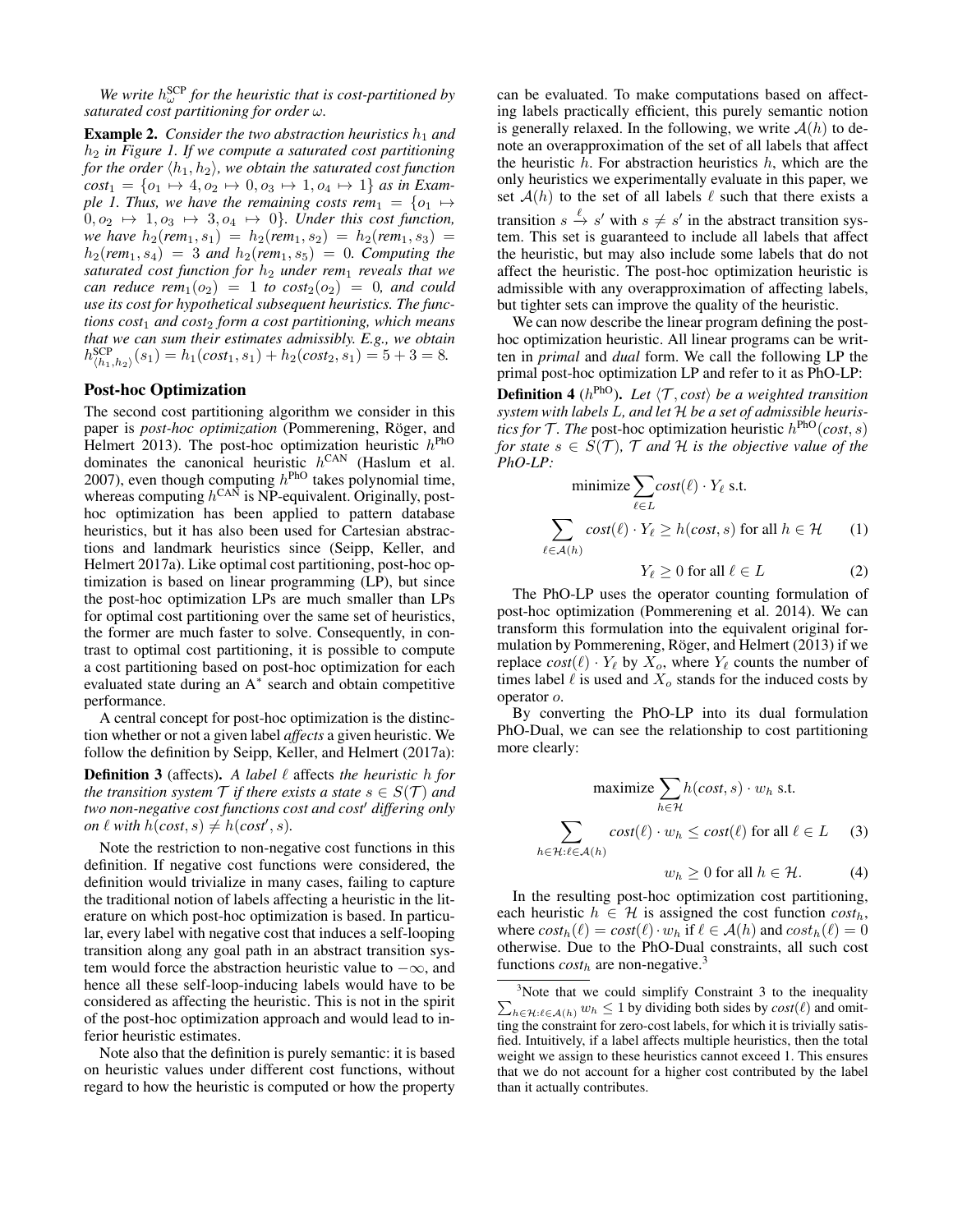*We write $h^{\text{SCP}}_{\omega}$ for the heuristic that is cost-partitioned by saturated cost partitioning for order $\omega$.*

**Example 2.** *Consider the two abstraction heuristics $h_1$ and $h_2$ in Figure 1. If we compute a saturated cost partitioning for the order $\langle h_1, h_2 \rangle$, we obtain the saturated cost function $cost_1 = \{o_1 \mapsto 4, o_2 \mapsto 0, o_3 \mapsto 1, o_4 \mapsto 1\}$ as in Example 1. Thus, we have the remaining costs $rem_1 = \{o_1 \mapsto 0, o_2 \mapsto 1, o_3 \mapsto 3, o_4 \mapsto 0\}$. Under this cost function, we have $h_2(rem_1, s_1) = h_2(rem_1, s_2) = h_2(rem_1, s_3) = h_2(rem_1, s_4) = 3$ and $h_2(rem_1, s_5) = 0$. Computing the saturated cost function for $h_2$ under $rem_1$ reveals that we can reduce $rem_1(o_2) = 1$ to $cost_2(o_2) = 0$, and could use its cost for hypothetical subsequent heuristics. The functions $cost_1$ and $cost_2$ form a cost partitioning, which means that we can sum their estimates admissibly. E.g., we obtain $h^{\text{SCP}}_{\langle h_1, h_2 \rangle}(s_1) = h_1(cost_1, s_1) + h_2(cost_2, s_1) = 5 + 3 = 8$.*

## Post-hoc Optimization

The second cost partitioning algorithm we consider in this paper is *post-hoc optimization* (Pommerening, Röger, and Helmert 2013). The post-hoc optimization heuristic $h^{\text{PhO}}$ dominates the canonical heuristic $h^{\text{CAN}}$ (Haslum et al. 2007), even though computing $h^{\text{PhO}}$ takes polynomial time, whereas computing $h^{\text{CAN}}$ is NP-equivalent. Originally, post-hoc optimization has been applied to pattern database heuristics, but it has also been used for Cartesian abstractions and landmark heuristics since (Seipp, Keller, and Helmert 2017a). Like optimal cost partitioning, post-hoc optimization is based on linear programming (LP), but since the post-hoc optimization LPs are much smaller than LPs for optimal cost partitioning over the same set of heuristics, the former are much faster to solve. Consequently, in contrast to optimal cost partitioning, it is possible to compute a cost partitioning based on post-hoc optimization for each evaluated state during an A$^*$ search and obtain competitive performance.

A central concept for post-hoc optimization is the distinction whether or not a given label *affects* a given heuristic. We follow the definition by Seipp, Keller, and Helmert (2017a):

**Definition 3** (affects). *A label $\ell$* affects *the heuristic $h$ for the transition system $\mathcal{T}$ if there exists a state $s \in S(\mathcal{T})$ and two non-negative cost functions cost and cost$'$ differing only on $\ell$ with $h(cost, s) \neq h(cost', s)$.*

Note the restriction to non-negative cost functions in this definition. If negative cost functions were considered, the definition would trivialize in many cases, failing to capture the traditional notion of labels affecting a heuristic in the literature on which post-hoc optimization is based. In particular, every label with negative cost that induces a self-looping transition along any goal path in an abstract transition system would force the abstraction heuristic value to $-\infty$, and hence all these self-loop-inducing labels would have to be considered as affecting the heuristic. This is not in the spirit of the post-hoc optimization approach and would lead to inferior heuristic estimates.

Note also that the definition is purely semantic: it is based on heuristic values under different cost functions, without regard to how the heuristic is computed or how the property can be evaluated. To make computations based on affecting labels practically efficient, this purely semantic notion is generally relaxed. In the following, we write $\mathcal{A}(h)$ to denote an overapproximation of the set of all labels that affect the heuristic $h$. For abstraction heuristics $h$, which are the only heuristics we experimentally evaluate in this paper, we set $\mathcal{A}(h)$ to the set of all labels $\ell$ such that there exists a transition $s \xrightarrow{\ell} s'$ with $s \neq s'$ in the abstract transition system. This set is guaranteed to include all labels that affect the heuristic, but may also include some labels that do not affect the heuristic. The post-hoc optimization heuristic is admissible with any overapproximation of affecting labels, but tighter sets can improve the quality of the heuristic.

We can now describe the linear program defining the post-hoc optimization heuristic. All linear programs can be written in *primal* and *dual* form. We call the following LP the primal post-hoc optimization LP and refer to it as PhO-LP:

**Definition 4** ($h^{\text{PhO}}$). *Let $\langle \mathcal{T}, cost \rangle$ be a weighted transition system with labels $L$, and let $\mathcal{H}$ be a set of admissible heuristics for $\mathcal{T}$. The* post-hoc optimization heuristic *$h^{\text{PhO}}(cost, s)$ for state $s \in S(\mathcal{T})$, $\mathcal{T}$ and $\mathcal{H}$ is the objective value of the PhO-LP:*

$$\text{minimize} \sum_{\ell \in L} cost(\ell) \cdot Y_\ell \text{ s.t.}$$

$$\sum_{\ell \in \mathcal{A}(h)} cost(\ell) \cdot Y_\ell \geq h(cost, s) \text{ for all } h \in \mathcal{H} \quad (1)$$

$$Y_\ell \geq 0 \text{ for all } \ell \in L \quad (2)$$

The PhO-LP uses the operator counting formulation of post-hoc optimization (Pommerening et al. 2014). We can transform this formulation into the equivalent original formulation by Pommerening, Röger, and Helmert (2013) if we replace $cost(\ell) \cdot Y_\ell$ by $X_o$, where $Y_\ell$ counts the number of times label $\ell$ is used and $X_o$ stands for the induced costs by operator $o$.

By converting the PhO-LP into its dual formulation PhO-Dual, we can see the relationship to cost partitioning more clearly:

$$\text{maximize} \sum_{h \in \mathcal{H}} h(cost, s) \cdot w_h \text{ s.t.}$$

$$\sum_{h \in \mathcal{H} : \ell \in \mathcal{A}(h)} cost(\ell) \cdot w_h \leq cost(\ell) \text{ for all } \ell \in L \quad (3)$$

$$w_h \geq 0 \text{ for all } h \in \mathcal{H}. \quad (4)$$

In the resulting post-hoc optimization cost partitioning, each heuristic $h \in \mathcal{H}$ is assigned the cost function $cost_h$, where $cost_h(\ell) = cost(\ell) \cdot w_h$ if $\ell \in \mathcal{A}(h)$ and $cost_h(\ell) = 0$ otherwise. Due to the PhO-Dual constraints, all such cost functions $cost_h$ are non-negative.[3]

[3]Note that we could simplify Constraint 3 to the inequality $\sum_{h \in \mathcal{H} : \ell \in \mathcal{A}(h)} w_h \leq 1$ by dividing both sides by $cost(\ell)$ and omitting the constraint for zero-cost labels, for which it is trivially satisfied. Intuitively, if a label affects multiple heuristics, then the total weight we assign to these heuristics cannot exceed 1. This ensures that we do not account for a higher cost contributed by the label than it actually contributes.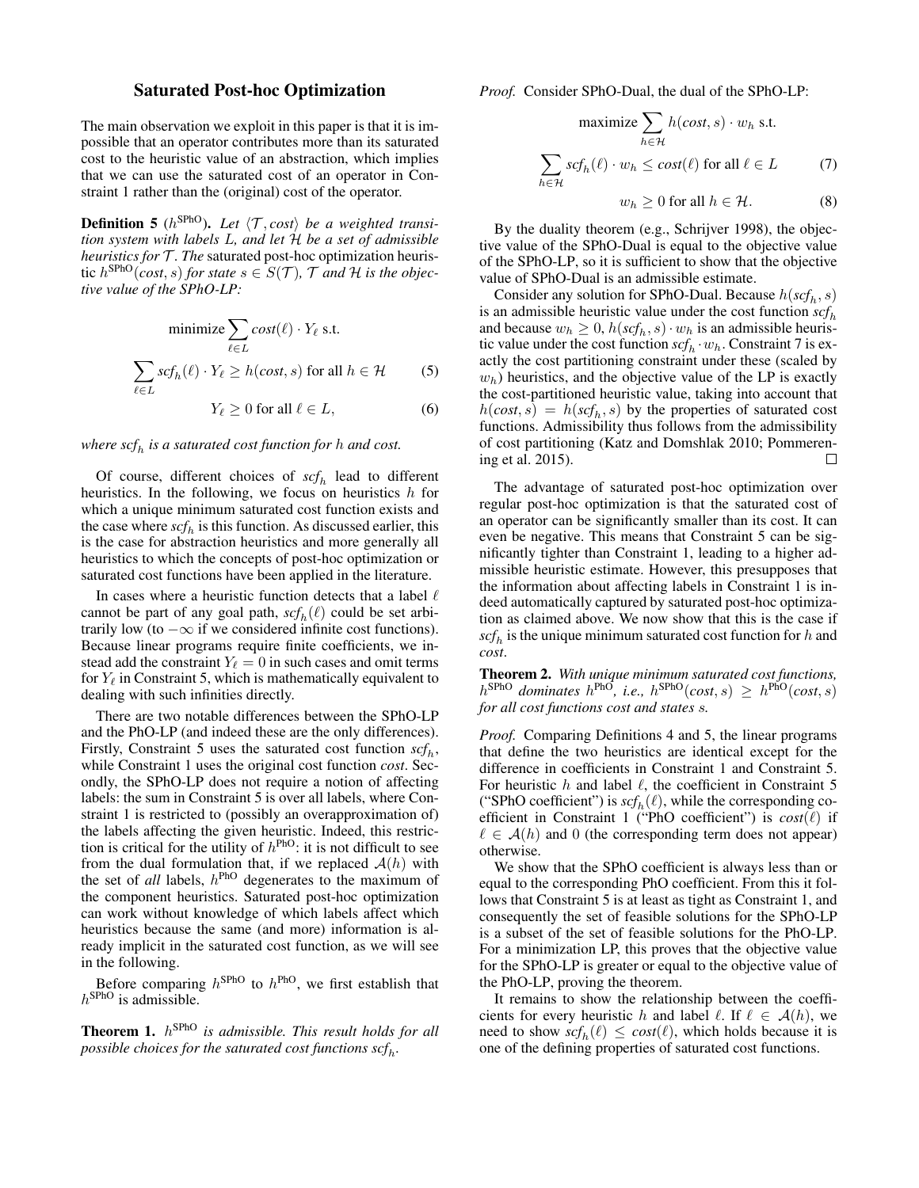## Saturated Post-hoc Optimization

The main observation we exploit in this paper is that it is impossible that an operator contributes more than its saturated cost to the heuristic value of an abstraction, which implies that we can use the saturated cost of an operator in Constraint 1 rather than the (original) cost of the operator.

**Definition 5** ($h^{\text{SPhO}}$). *Let $\langle \mathcal{T}, cost \rangle$ be a weighted transition system with labels $L$, and let $\mathcal{H}$ be a set of admissible heuristics for $\mathcal{T}$. The* saturated post-hoc optimization heuristic $h^{\text{SPhO}}(cost, s)$ *for state $s \in S(\mathcal{T})$, $\mathcal{T}$ and $\mathcal{H}$ is the objective value of the SPhO-LP:*

$$\text{minimize} \sum_{\ell \in L} cost(\ell) \cdot Y_\ell \text{ s.t.}$$

$$\sum_{\ell \in L} scf_h(\ell) \cdot Y_\ell \geq h(cost, s) \text{ for all } h \in \mathcal{H} \tag{5}$$

$$Y_\ell \geq 0 \text{ for all } \ell \in L, \tag{6}$$

*where $scf_h$ is a saturated cost function for $h$ and $cost$.*

Of course, different choices of $scf_h$ lead to different heuristics. In the following, we focus on heuristics $h$ for which a unique minimum saturated cost function exists and the case where $scf_h$ is this function. As discussed earlier, this is the case for abstraction heuristics and more generally all heuristics to which the concepts of post-hoc optimization or saturated cost functions have been applied in the literature.

In cases where a heuristic function detects that a label $\ell$ cannot be part of any goal path, $scf_h(\ell)$ could be set arbitrarily low (to $-\infty$ if we considered infinite cost functions). Because linear programs require finite coefficients, we instead add the constraint $Y_\ell = 0$ in such cases and omit terms for $Y_\ell$ in Constraint 5, which is mathematically equivalent to dealing with such infinities directly.

There are two notable differences between the SPhO-LP and the PhO-LP (and indeed these are the only differences). Firstly, Constraint 5 uses the saturated cost function $scf_h$, while Constraint 1 uses the original cost function *cost*. Secondly, the SPhO-LP does not require a notion of affecting labels: the sum in Constraint 5 is over all labels, where Constraint 1 is restricted to (possibly an overapproximation of) the labels affecting the given heuristic. Indeed, this restriction is critical for the utility of $h^{\text{PhO}}$: it is not difficult to see from the dual formulation that, if we replaced $\mathcal{A}(h)$ with the set of *all* labels, $h^{\text{PhO}}$ degenerates to the maximum of the component heuristics. Saturated post-hoc optimization can work without knowledge of which labels affect which heuristics because the same (and more) information is already implicit in the saturated cost function, as we will see in the following.

Before comparing $h^{\text{SPhO}}$ to $h^{\text{PhO}}$, we first establish that $h^{\text{SPhO}}$ is admissible.

**Theorem 1.** *$h^{\text{SPhO}}$ is admissible. This result holds for all possible choices for the saturated cost functions $scf_h$.*

*Proof.* Consider SPhO-Dual, the dual of the SPhO-LP:

$$\text{maximize} \sum_{h \in \mathcal{H}} h(cost, s) \cdot w_h \text{ s.t.}$$

$$\sum_{h \in \mathcal{H}} scf_h(\ell) \cdot w_h \leq cost(\ell) \text{ for all } \ell \in L \tag{7}$$

$$w_h \geq 0 \text{ for all } h \in \mathcal{H}. \tag{8}$$

By the duality theorem (e.g., Schrijver 1998), the objective value of the SPhO-Dual is equal to the objective value of the SPhO-LP, so it is sufficient to show that the objective value of SPhO-Dual is an admissible estimate.

Consider any solution for SPhO-Dual. Because $h(scf_h, s)$ is an admissible heuristic value under the cost function $scf_h$ and because $w_h \geq 0$, $h(scf_h, s) \cdot w_h$ is an admissible heuristic value under the cost function $scf_h \cdot w_h$. Constraint 7 is exactly the cost partitioning constraint under these (scaled by $w_h$) heuristics, and the objective value of the LP is exactly the cost-partitioned heuristic value, taking into account that $h(cost, s) = h(scf_h, s)$ by the properties of saturated cost functions. Admissibility thus follows from the admissibility of cost partitioning (Katz and Domshlak 2010; Pommerening et al. 2015). $\square$

The advantage of saturated post-hoc optimization over regular post-hoc optimization is that the saturated cost of an operator can be significantly smaller than its cost. It can even be negative. This means that Constraint 5 can be significantly tighter than Constraint 1, leading to a higher admissible heuristic estimate. However, this presupposes that the information about affecting labels in Constraint 1 is indeed automatically captured by saturated post-hoc optimization as claimed above. We now show that this is the case if $scf_h$ is the unique minimum saturated cost function for $h$ and *cost*.

**Theorem 2.** *With unique minimum saturated cost functions, $h^{\text{SPhO}}$ dominates $h^{\text{PhO}}$, i.e., $h^{\text{SPhO}}(cost, s) \geq h^{\text{PhO}}(cost, s)$ for all cost functions cost and states $s$.*

*Proof.* Comparing Definitions 4 and 5, the linear programs that define the two heuristics are identical except for the difference in coefficients in Constraint 1 and Constraint 5. For heuristic $h$ and label $\ell$, the coefficient in Constraint 5 ("SPhO coefficient") is $scf_h(\ell)$, while the corresponding coefficient in Constraint 1 ("PhO coefficient") is $cost(\ell)$ if $\ell \in \mathcal{A}(h)$ and 0 (the corresponding term does not appear) otherwise.

We show that the SPhO coefficient is always less than or equal to the corresponding PhO coefficient. From this it follows that Constraint 5 is at least as tight as Constraint 1, and consequently the set of feasible solutions for the SPhO-LP is a subset of the set of feasible solutions for the PhO-LP. For a minimization LP, this proves that the objective value for the SPhO-LP is greater or equal to the objective value of the PhO-LP, proving the theorem.

It remains to show the relationship between the coefficients for every heuristic $h$ and label $\ell$. If $\ell \in \mathcal{A}(h)$, we need to show $scf_h(\ell) \leq cost(\ell)$, which holds because it is one of the defining properties of saturated cost functions.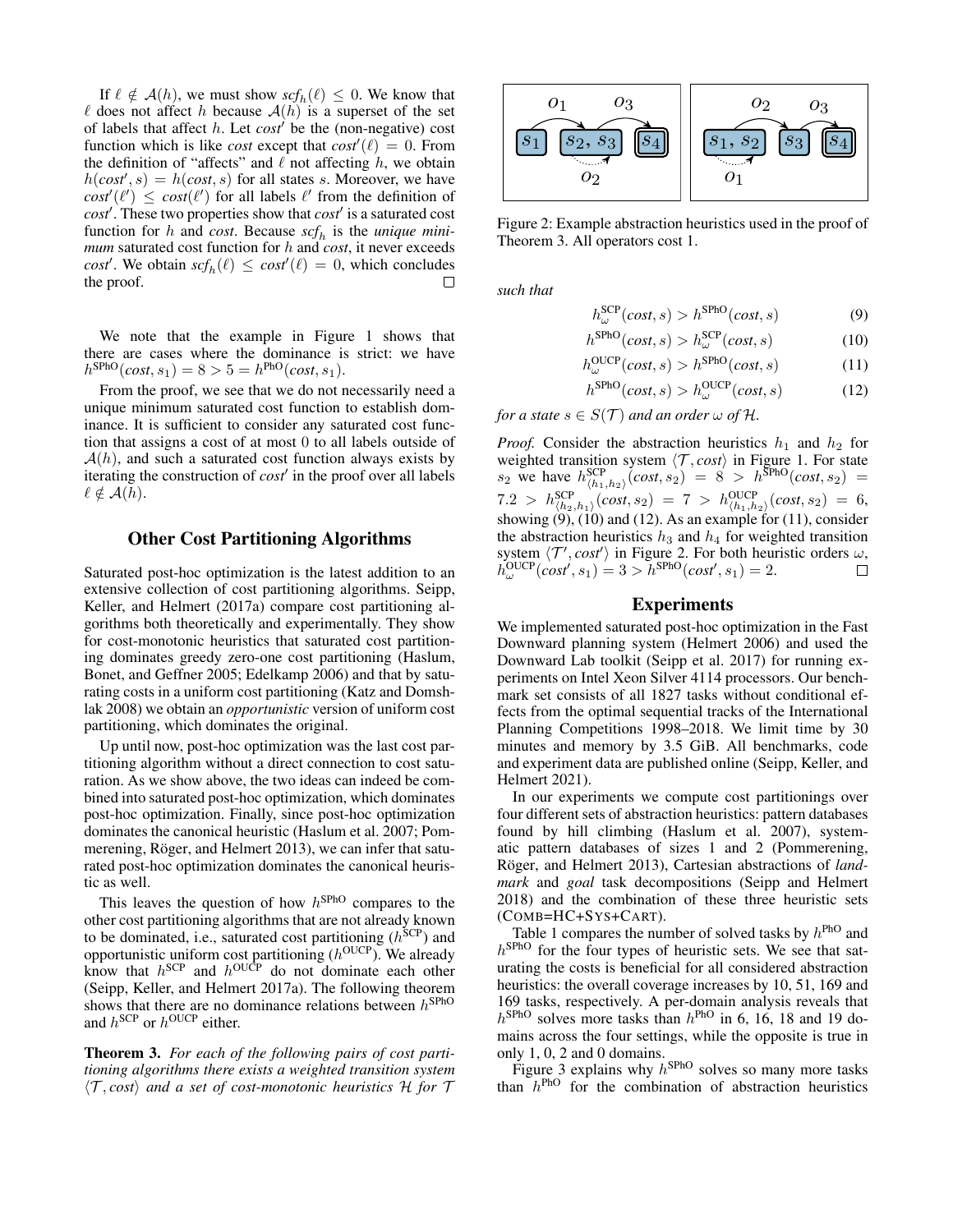If $\ell \notin \mathcal{A}(h)$, we must show $scf_h(\ell) \leq 0$. We know that $\ell$ does not affect $h$ because $\mathcal{A}(h)$ is a superset of the set of labels that affect $h$. Let $cost'$ be the (non-negative) cost function which is like $cost$ except that $cost'(\ell) = 0$. From the definition of "affects" and $\ell$ not affecting $h$, we obtain $h(cost', s) = h(cost, s)$ for all states $s$. Moreover, we have $cost'(\ell') \leq cost(\ell')$ for all labels $\ell'$ from the definition of $cost'$. These two properties show that $cost'$ is a saturated cost function for $h$ and $cost$. Because $scf_h$ is the *unique minimum* saturated cost function for $h$ and $cost$, it never exceeds $cost'$. We obtain $scf_h(\ell) \leq cost'(\ell) = 0$, which concludes the proof. □

We note that the example in Figure 1 shows that there are cases where the dominance is strict: we have $h^{\text{SPhO}}(cost, s_1) = 8 > 5 = h^{\text{PhO}}(cost, s_1)$.

From the proof, we see that we do not necessarily need a unique minimum saturated cost function to establish dominance. It is sufficient to consider any saturated cost function that assigns a cost of at most 0 to all labels outside of $\mathcal{A}(h)$, and such a saturated cost function always exists by iterating the construction of $cost'$ in the proof over all labels $\ell \notin \mathcal{A}(h)$.

## Other Cost Partitioning Algorithms

Saturated post-hoc optimization is the latest addition to an extensive collection of cost partitioning algorithms. Seipp, Keller, and Helmert (2017a) compare cost partitioning algorithms both theoretically and experimentally. They show for cost-monotonic heuristics that saturated cost partitioning dominates greedy zero-one cost partitioning (Haslum, Bonet, and Geffner 2005; Edelkamp 2006) and that by saturating costs in a uniform cost partitioning (Katz and Domshlak 2008) we obtain an *opportunistic* version of uniform cost partitioning, which dominates the original.

Up until now, post-hoc optimization was the last cost partitioning algorithm without a direct connection to cost saturation. As we show above, the two ideas can indeed be combined into saturated post-hoc optimization, which dominates post-hoc optimization. Finally, since post-hoc optimization dominates the canonical heuristic (Haslum et al. 2007; Pommerening, Röger, and Helmert 2013), we can infer that saturated post-hoc optimization dominates the canonical heuristic as well.

This leaves the question of how $h^{\text{SPhO}}$ compares to the other cost partitioning algorithms that are not already known to be dominated, i.e., saturated cost partitioning ($h^{\text{SCP}}$) and opportunistic uniform cost partitioning ($h^{\text{OUCP}}$). We already know that $h^{\text{SCP}}$ and $h^{\text{OUCP}}$ do not dominate each other (Seipp, Keller, and Helmert 2017a). The following theorem shows that there are no dominance relations between $h^{\text{SPhO}}$ and $h^{\text{SCP}}$ or $h^{\text{OUCP}}$ either.

**Theorem 3.** *For each of the following pairs of cost partitioning algorithms there exists a weighted transition system $\langle \mathcal{T}, cost \rangle$ and a set of cost-monotonic heuristics $\mathcal{H}$ for $\mathcal{T}$ such that*

$$h^{\text{SCP}}_{\omega}(cost, s) > h^{\text{SPhO}}(cost, s) \tag{9}$$

$$h^{\text{SPhO}}(cost, s) > h^{\text{SCP}}_{\omega}(cost, s) \tag{10}$$

$$h^{\text{OUCP}}_{\omega}(cost, s) > h^{\text{SPhO}}(cost, s) \tag{11}$$

$$h^{\text{SPhO}}(cost, s) > h^{\text{OUCP}}_{\omega}(cost, s) \tag{12}$$

*for a state $s \in S(\mathcal{T})$ and an order $\omega$ of $\mathcal{H}$.*

*Proof.* Consider the abstraction heuristics $h_1$ and $h_2$ for weighted transition system $\langle \mathcal{T}, cost \rangle$ in Figure 1. For state $s_2$ we have $h^{\text{SCP}}_{\langle h_1, h_2 \rangle}(cost, s_2) = 8 > h^{\text{SPhO}}(cost, s_2) = 7.2 > h^{\text{SCP}}_{\langle h_2, h_1 \rangle}(cost, s_2) = 7 > h^{\text{OUCP}}_{\langle h_1, h_2 \rangle}(cost, s_2) = 6$, showing (9), (10) and (12). As an example for (11), consider the abstraction heuristics $h_3$ and $h_4$ for weighted transition system $\langle \mathcal{T}', cost' \rangle$ in Figure 2. For both heuristic orders $\omega$, $h^{\text{OUCP}}_{\omega}(cost', s_1) = 3 > h^{\text{SPhO}}(cost', s_1) = 2$. □

Figure 2: Example abstraction heuristics used in the proof of Theorem 3. All operators cost 1.

## Experiments

We implemented saturated post-hoc optimization in the Fast Downward planning system (Helmert 2006) and used the Downward Lab toolkit (Seipp et al. 2017) for running experiments on Intel Xeon Silver 4114 processors. Our benchmark set consists of all 1827 tasks without conditional effects from the optimal sequential tracks of the International Planning Competitions 1998–2018. We limit time by 30 minutes and memory by 3.5 GiB. All benchmarks, code and experiment data are published online (Seipp, Keller, and Helmert 2021).

In our experiments we compute cost partitionings over four different sets of abstraction heuristics: pattern databases found by hill climbing (Haslum et al. 2007), systematic pattern databases of sizes 1 and 2 (Pommerening, Röger, and Helmert 2013), Cartesian abstractions of *landmark* and *goal* task decompositions (Seipp and Helmert 2018) and the combination of these three heuristic sets (COMB=HC+SYS+CART).

Table 1 compares the number of solved tasks by $h^{\text{PhO}}$ and $h^{\text{SPhO}}$ for the four types of heuristic sets. We see that saturating the costs is beneficial for all considered abstraction heuristics: the overall coverage increases by 10, 51, 169 and 169 tasks, respectively. A per-domain analysis reveals that $h^{\text{SPhO}}$ solves more tasks than $h^{\text{PhO}}$ in 6, 16, 18 and 19 domains across the four settings, while the opposite is true in only 1, 0, 2 and 0 domains.

Figure 3 explains why $h^{\text{SPhO}}$ solves so many more tasks than $h^{\text{PhO}}$ for the combination of abstraction heuristics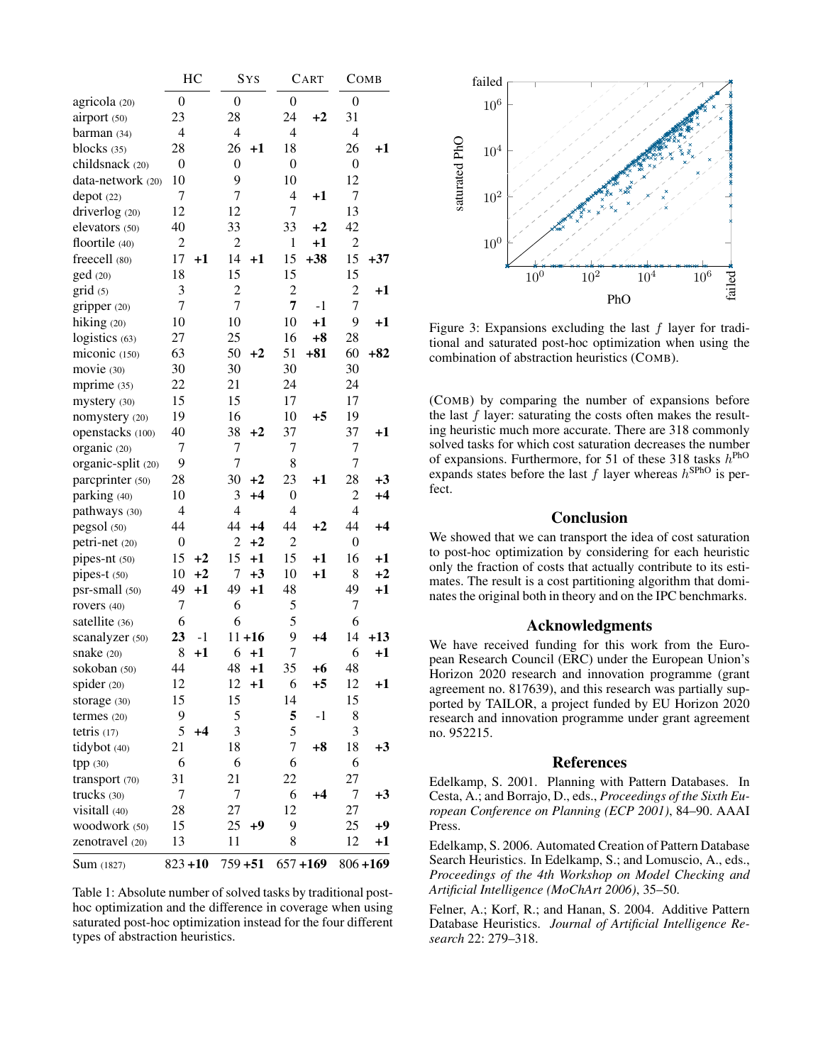| | HC | | SYS | | CART | | COMB | |
|---|---|---|---|---|---|---|---|---|
| agricola (20) | 0 | | 0 | | 0 | | 0 | |
| airport (50) | 23 | | 28 | | 24 | **+2** | 31 | |
| barman (34) | 4 | | 4 | | 4 | | 4 | |
| blocks (35) | 28 | | 26 | **+1** | 18 | | 26 | **+1** |
| childsnack (20) | 0 | | 0 | | 0 | | 0 | |
| data-network (20) | 10 | | 9 | | 10 | | 12 | |
| depot (22) | 7 | | 7 | | 4 | **+1** | 7 | |
| driverlog (20) | 12 | | 12 | | 7 | | 13 | |
| elevators (50) | 40 | | 33 | | 33 | **+2** | 42 | |
| floortile (40) | 2 | | 2 | | 1 | **+1** | 2 | |
| freecell (80) | 17 | **+1** | 14 | **+1** | 15 | **+38** | 15 | **+37** |
| ged (20) | 18 | | 15 | | 15 | | 15 | |
| grid (5) | 3 | | 2 | | 2 | | 2 | **+1** |
| gripper (20) | 7 | | 7 | | **7** | -1 | 7 | |
| hiking (20) | 10 | | 10 | | 10 | **+1** | 9 | **+1** |
| logistics (63) | 27 | | 25 | | 16 | **+8** | 28 | |
| miconic (150) | 63 | | 50 | **+2** | 51 | **+81** | 60 | **+82** |
| movie (30) | 30 | | 30 | | 30 | | 30 | |
| mprime (35) | 22 | | 21 | | 24 | | 24 | |
| mystery (30) | 15 | | 15 | | 17 | | 17 | |
| nomystery (20) | 19 | | 16 | | 10 | **+5** | 19 | |
| openstacks (100) | 40 | | 38 | **+2** | 37 | | 37 | **+1** |
| organic (20) | 7 | | 7 | | 7 | | 7 | |
| organic-split (20) | 9 | | 7 | | 8 | | 7 | |
| parcprinter (50) | 28 | | 30 | **+2** | 23 | **+1** | 28 | **+3** |
| parking (40) | 10 | | 3 | **+4** | 0 | | 2 | **+4** |
| pathways (30) | 4 | | 4 | | 4 | | 4 | |
| pegsol (50) | 44 | | 44 | **+4** | 44 | **+2** | 44 | **+4** |
| petri-net (20) | 0 | | 2 | **+2** | 2 | | 0 | |
| pipes-nt (50) | 15 | **+2** | 15 | **+1** | 15 | **+1** | 16 | **+1** |
| pipes-t (50) | 10 | **+2** | 7 | **+3** | 10 | **+1** | 8 | **+2** |
| psr-small (50) | 49 | **+1** | 49 | **+1** | 48 | | 49 | **+1** |
| rovers (40) | 7 | | 6 | | 5 | | 7 | |
| satellite (36) | 6 | | 6 | | 5 | | 6 | |
| scanalyzer (50) | **23** | -1 | 11 | **+16** | 9 | **+4** | 14 | **+13** |
| snake (20) | 8 | **+1** | 6 | **+1** | 7 | | 6 | **+1** |
| sokoban (50) | 44 | | 48 | **+1** | 35 | **+6** | 48 | |
| spider (20) | 12 | | 12 | **+1** | 6 | **+5** | 12 | **+1** |
| storage (30) | 15 | | 15 | | 14 | | 15 | |
| termes (20) | 9 | | 5 | | **5** | -1 | 8 | |
| tetris (17) | 5 | **+4** | 3 | | 5 | | 3 | |
| tidybot (40) | 21 | | 18 | | 7 | **+8** | 18 | **+3** |
| tpp (30) | 6 | | 6 | | 6 | | 6 | |
| transport (70) | 31 | | 21 | | 22 | | 27 | |
| trucks (30) | 7 | | 7 | | 6 | **+4** | 7 | **+3** |
| visitall (40) | 28 | | 27 | | 12 | | 27 | |
| woodwork (50) | 15 | | 25 | **+9** | 9 | | 25 | **+9** |
| zenotravel (20) | 13 | | 11 | | 8 | | 12 | **+1** |
| Sum (1827) | 823 | **+10** | 759 | **+51** | 657 | **+169** | 806 | **+169** |

Table 1: Absolute number of solved tasks by traditional post-hoc optimization and the difference in coverage when using saturated post-hoc optimization instead for the four different types of abstraction heuristics.

Figure 3: Expansions excluding the last $f$ layer for traditional and saturated post-hoc optimization when using the combination of abstraction heuristics (COMB).

(COMB) by comparing the number of expansions before the last $f$ layer: saturating the costs often makes the resulting heuristic much more accurate. There are 318 commonly solved tasks for which cost saturation decreases the number of expansions. Furthermore, for 51 of these 318 tasks $h^{\text{PhO}}$ expands states before the last $f$ layer whereas $h^{\text{SPhO}}$ is perfect.

## Conclusion

We showed that we can transport the idea of cost saturation to post-hoc optimization by considering for each heuristic only the fraction of costs that actually contribute to its estimates. The result is a cost partitioning algorithm that dominates the original both in theory and on the IPC benchmarks.

## Acknowledgments

We have received funding for this work from the European Research Council (ERC) under the European Union's Horizon 2020 research and innovation programme (grant agreement no. 817639), and this research was partially supported by TAILOR, a project funded by EU Horizon 2020 research and innovation programme under grant agreement no. 952215.

## References

Edelkamp, S. 2001. Planning with Pattern Databases. In Cesta, A.; and Borrajo, D., eds., *Proceedings of the Sixth European Conference on Planning (ECP 2001)*, 84–90. AAAI Press.

Edelkamp, S. 2006. Automated Creation of Pattern Database Search Heuristics. In Edelkamp, S.; and Lomuscio, A., eds., *Proceedings of the 4th Workshop on Model Checking and Artificial Intelligence (MoChArt 2006)*, 35–50.

Felner, A.; Korf, R.; and Hanan, S. 2004. Additive Pattern Database Heuristics. *Journal of Artificial Intelligence Research* 22: 279–318.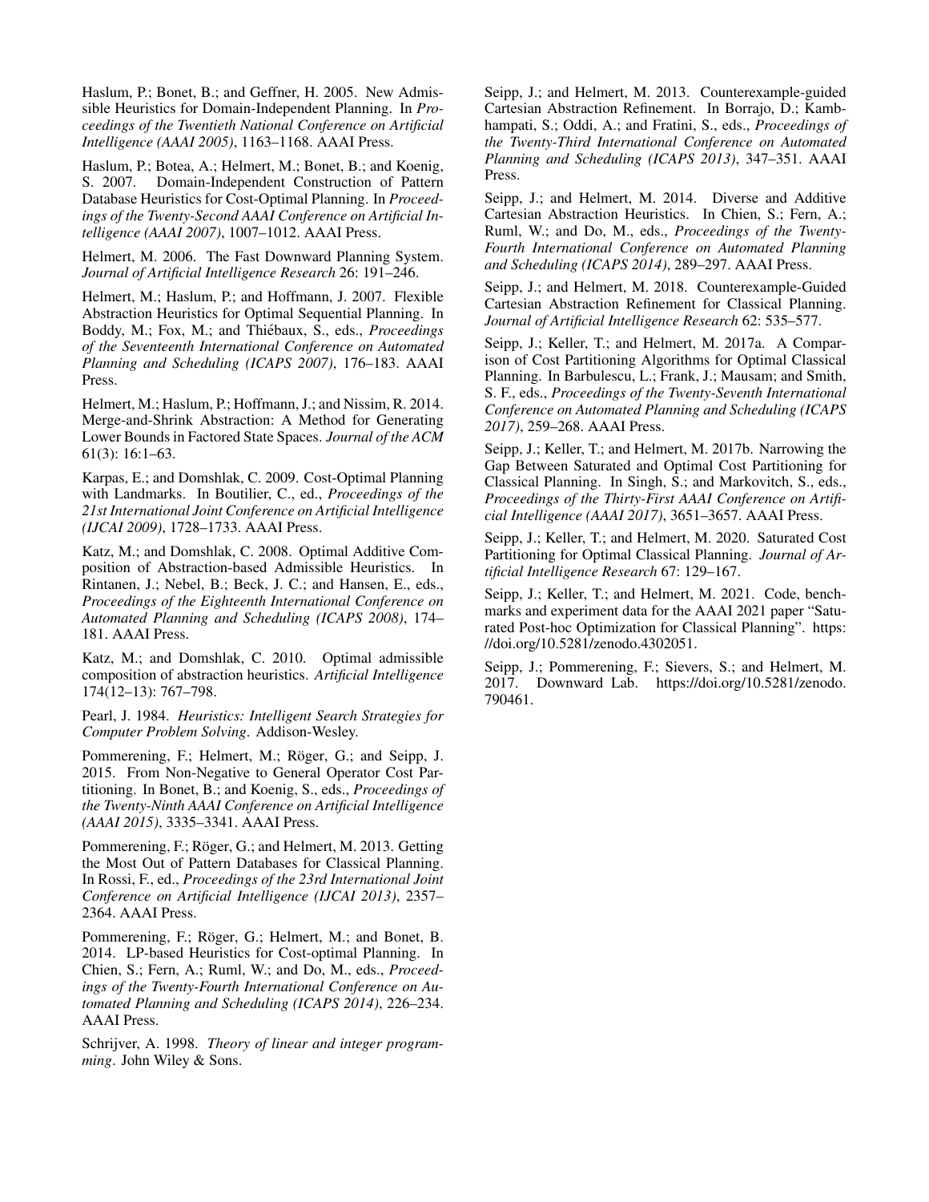Haslum, P.; Bonet, B.; and Geffner, H. 2005. New Admissible Heuristics for Domain-Independent Planning. In *Proceedings of the Twentieth National Conference on Artificial Intelligence (AAAI 2005)*, 1163–1168. AAAI Press.

Haslum, P.; Botea, A.; Helmert, M.; Bonet, B.; and Koenig, S. 2007. Domain-Independent Construction of Pattern Database Heuristics for Cost-Optimal Planning. In *Proceedings of the Twenty-Second AAAI Conference on Artificial Intelligence (AAAI 2007)*, 1007–1012. AAAI Press.

Helmert, M. 2006. The Fast Downward Planning System. *Journal of Artificial Intelligence Research* 26: 191–246.

Helmert, M.; Haslum, P.; and Hoffmann, J. 2007. Flexible Abstraction Heuristics for Optimal Sequential Planning. In Boddy, M.; Fox, M.; and Thiébaux, S., eds., *Proceedings of the Seventeenth International Conference on Automated Planning and Scheduling (ICAPS 2007)*, 176–183. AAAI Press.

Helmert, M.; Haslum, P.; Hoffmann, J.; and Nissim, R. 2014. Merge-and-Shrink Abstraction: A Method for Generating Lower Bounds in Factored State Spaces. *Journal of the ACM* 61(3): 16:1–63.

Karpas, E.; and Domshlak, C. 2009. Cost-Optimal Planning with Landmarks. In Boutilier, C., ed., *Proceedings of the 21st International Joint Conference on Artificial Intelligence (IJCAI 2009)*, 1728–1733. AAAI Press.

Katz, M.; and Domshlak, C. 2008. Optimal Additive Composition of Abstraction-based Admissible Heuristics. In Rintanen, J.; Nebel, B.; Beck, J. C.; and Hansen, E., eds., *Proceedings of the Eighteenth International Conference on Automated Planning and Scheduling (ICAPS 2008)*, 174–181. AAAI Press.

Katz, M.; and Domshlak, C. 2010. Optimal admissible composition of abstraction heuristics. *Artificial Intelligence* 174(12–13): 767–798.

Pearl, J. 1984. *Heuristics: Intelligent Search Strategies for Computer Problem Solving*. Addison-Wesley.

Pommerening, F.; Helmert, M.; Röger, G.; and Seipp, J. 2015. From Non-Negative to General Operator Cost Partitioning. In Bonet, B.; and Koenig, S., eds., *Proceedings of the Twenty-Ninth AAAI Conference on Artificial Intelligence (AAAI 2015)*, 3335–3341. AAAI Press.

Pommerening, F.; Röger, G.; and Helmert, M. 2013. Getting the Most Out of Pattern Databases for Classical Planning. In Rossi, F., ed., *Proceedings of the 23rd International Joint Conference on Artificial Intelligence (IJCAI 2013)*, 2357–2364. AAAI Press.

Pommerening, F.; Röger, G.; Helmert, M.; and Bonet, B. 2014. LP-based Heuristics for Cost-optimal Planning. In Chien, S.; Fern, A.; Ruml, W.; and Do, M., eds., *Proceedings of the Twenty-Fourth International Conference on Automated Planning and Scheduling (ICAPS 2014)*, 226–234. AAAI Press.

Schrijver, A. 1998. *Theory of linear and integer programming*. John Wiley & Sons.

Seipp, J.; and Helmert, M. 2013. Counterexample-guided Cartesian Abstraction Refinement. In Borrajo, D.; Kambhampati, S.; Oddi, A.; and Fratini, S., eds., *Proceedings of the Twenty-Third International Conference on Automated Planning and Scheduling (ICAPS 2013)*, 347–351. AAAI Press.

Seipp, J.; and Helmert, M. 2014. Diverse and Additive Cartesian Abstraction Heuristics. In Chien, S.; Fern, A.; Ruml, W.; and Do, M., eds., *Proceedings of the Twenty-Fourth International Conference on Automated Planning and Scheduling (ICAPS 2014)*, 289–297. AAAI Press.

Seipp, J.; and Helmert, M. 2018. Counterexample-Guided Cartesian Abstraction Refinement for Classical Planning. *Journal of Artificial Intelligence Research* 62: 535–577.

Seipp, J.; Keller, T.; and Helmert, M. 2017a. A Comparison of Cost Partitioning Algorithms for Optimal Classical Planning. In Barbulescu, L.; Frank, J.; Mausam; and Smith, S. F., eds., *Proceedings of the Twenty-Seventh International Conference on Automated Planning and Scheduling (ICAPS 2017)*, 259–268. AAAI Press.

Seipp, J.; Keller, T.; and Helmert, M. 2017b. Narrowing the Gap Between Saturated and Optimal Cost Partitioning for Classical Planning. In Singh, S.; and Markovitch, S., eds., *Proceedings of the Thirty-First AAAI Conference on Artificial Intelligence (AAAI 2017)*, 3651–3657. AAAI Press.

Seipp, J.; Keller, T.; and Helmert, M. 2020. Saturated Cost Partitioning for Optimal Classical Planning. *Journal of Artificial Intelligence Research* 67: 129–167.

Seipp, J.; Keller, T.; and Helmert, M. 2021. Code, benchmarks and experiment data for the AAAI 2021 paper "Saturated Post-hoc Optimization for Classical Planning". https://doi.org/10.5281/zenodo.4302051.

Seipp, J.; Pommerening, F.; Sievers, S.; and Helmert, M. 2017. Downward Lab. https://doi.org/10.5281/zenodo.790461.